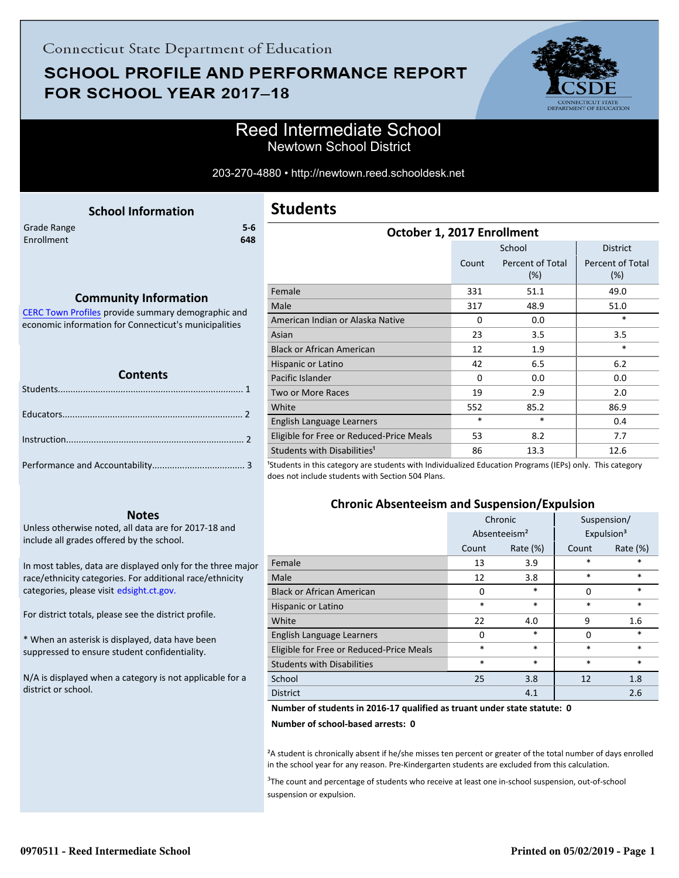Connecticut State Department of Education

# SCHOOL PROFILE AND PERFORMANCE REPORT FOR SCHOOL YEAR 2017–18

## Reed Intermediate School

Newtown School District

203-270-4880 • http://newtown.reed.schooldesk.net

### School Information

| | |
|---|---|
| Grade Range | 5-6 |
| Enrollment | 648 |

### Community Information

CERC Town Profiles provide summary demographic and economic information for Connecticut's municipalities

### Contents

Students........................................................................ 1

Educators...................................................................... 2

Instruction..................................................................... 2

Performance and Accountability.................................... 3

### Notes

Unless otherwise noted, all data are for 2017-18 and include all grades offered by the school.

In most tables, data are displayed only for the three major race/ethnicity categories. For additional race/ethnicity categories, please visit edsight.ct.gov.

For district totals, please see the district profile.

* When an asterisk is displayed, data have been suppressed to ensure student confidentiality.

N/A is displayed when a category is not applicable for a district or school.

## Students

### October 1, 2017 Enrollment

| | School | | District |
|---|---|---|---|
| | Count | Percent of Total (%) | Percent of Total (%) |
| Female | 331 | 51.1 | 49.0 |
| Male | 317 | 48.9 | 51.0 |
| American Indian or Alaska Native | 0 | 0.0 | * |
| Asian | 23 | 3.5 | 3.5 |
| Black or African American | 12 | 1.9 | * |
| Hispanic or Latino | 42 | 6.5 | 6.2 |
| Pacific Islander | 0 | 0.0 | 0.0 |
| Two or More Races | 19 | 2.9 | 2.0 |
| White | 552 | 85.2 | 86.9 |
| English Language Learners | * | * | 0.4 |
| Eligible for Free or Reduced-Price Meals | 53 | 8.2 | 7.7 |
| Students with Disabilities[1] | 86 | 13.3 | 12.6 |

[1]Students in this category are students with Individualized Education Programs (IEPs) only. This category does not include students with Section 504 Plans.

### Chronic Absenteeism and Suspension/Expulsion

| | Chronic Absenteeism[2] | | Suspension/ Expulsion[3] | |
|---|---|---|---|---|
| | Count | Rate (%) | Count | Rate (%) |
| Female | 13 | 3.9 | * | * |
| Male | 12 | 3.8 | * | * |
| Black or African American | 0 | * | 0 | * |
| Hispanic or Latino | * | * | * | * |
| White | 22 | 4.0 | 9 | 1.6 |
| English Language Learners | 0 | * | 0 | * |
| Eligible for Free or Reduced-Price Meals | * | * | * | * |
| Students with Disabilities | * | * | * | * |
| School | 25 | 3.8 | 12 | 1.8 |
| District | | 4.1 | | 2.6 |

**Number of students in 2016-17 qualified as truant under state statute: 0**

**Number of school-based arrests: 0**

[2]A student is chronically absent if he/she misses ten percent or greater of the total number of days enrolled in the school year for any reason. Pre-Kindergarten students are excluded from this calculation.

[3]The count and percentage of students who receive at least one in-school suspension, out-of-school suspension or expulsion.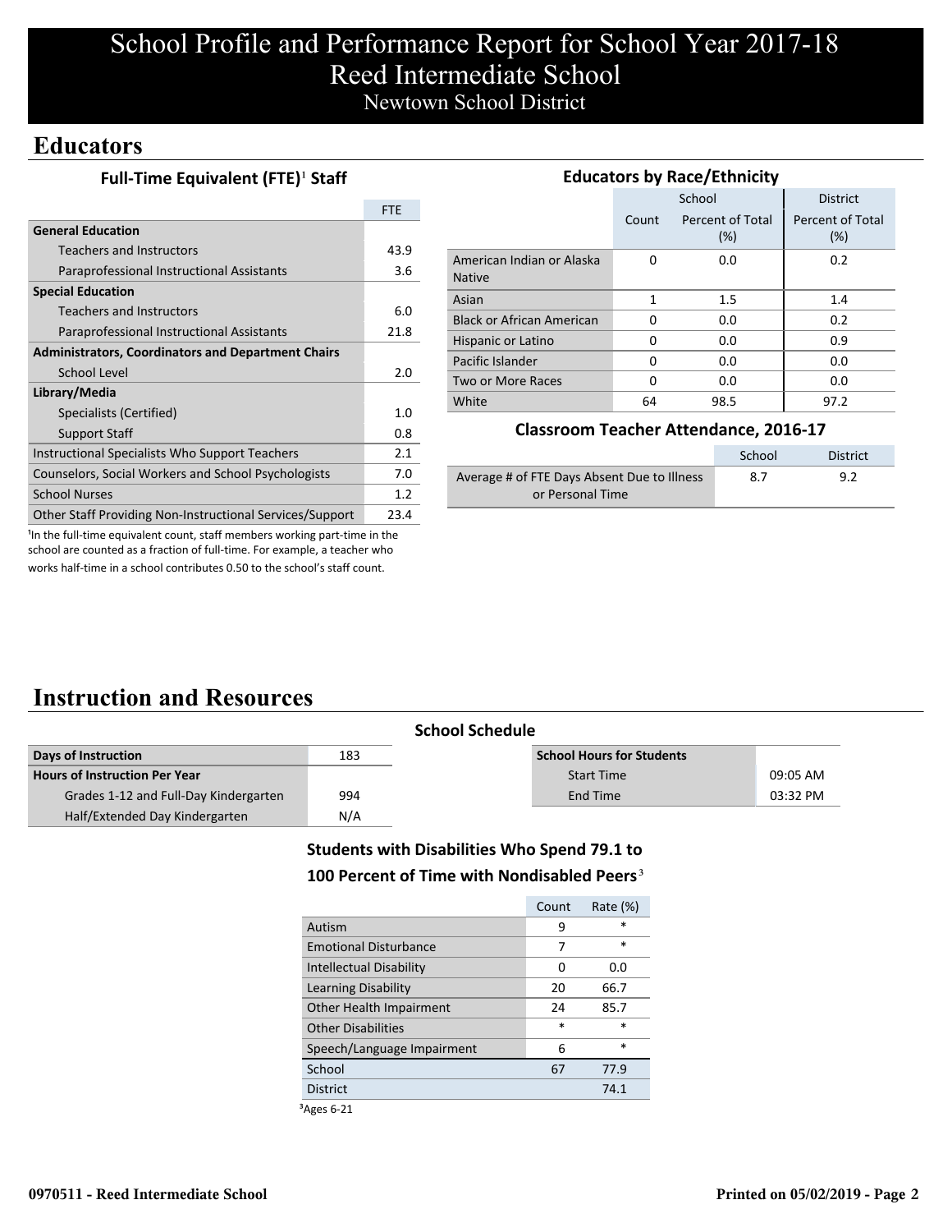# School Profile and Performance Report for School Year 2017-18
## Reed Intermediate School
### Newtown School District

## Educators

### Full-Time Equivalent (FTE)[1] Staff

| | FTE |
|---|---|
| **General Education** | |
| Teachers and Instructors | 43.9 |
| Paraprofessional Instructional Assistants | 3.6 |
| **Special Education** | |
| Teachers and Instructors | 6.0 |
| Paraprofessional Instructional Assistants | 21.8 |
| **Administrators, Coordinators and Department Chairs** | |
| School Level | 2.0 |
| **Library/Media** | |
| Specialists (Certified) | 1.0 |
| Support Staff | 0.8 |
| Instructional Specialists Who Support Teachers | 2.1 |
| Counselors, Social Workers and School Psychologists | 7.0 |
| School Nurses | 1.2 |
| Other Staff Providing Non-Instructional Services/Support | 23.4 |

[1]In the full-time equivalent count, staff members working part-time in the school are counted as a fraction of full-time. For example, a teacher who works half-time in a school contributes 0.50 to the school's staff count.

### Educators by Race/Ethnicity

| | School | | District |
|---|---|---|---|
| | Count | Percent of Total (%) | Percent of Total (%) |
| American Indian or Alaska Native | 0 | 0.0 | 0.2 |
| Asian | 1 | 1.5 | 1.4 |
| Black or African American | 0 | 0.0 | 0.2 |
| Hispanic or Latino | 0 | 0.0 | 0.9 |
| Pacific Islander | 0 | 0.0 | 0.0 |
| Two or More Races | 0 | 0.0 | 0.0 |
| White | 64 | 98.5 | 97.2 |

### Classroom Teacher Attendance, 2016-17

| | School | District |
|---|---|---|
| Average # of FTE Days Absent Due to Illness or Personal Time | 8.7 | 9.2 |

## Instruction and Resources

### School Schedule

| | |
|---|---|
| **Days of Instruction** | 183 |
| **Hours of Instruction Per Year** | |
| Grades 1-12 and Full-Day Kindergarten | 994 |
| Half/Extended Day Kindergarten | N/A |

| **School Hours for Students** | |
|---|---|
| Start Time | 09:05 AM |
| End Time | 03:32 PM |

### Students with Disabilities Who Spend 79.1 to 100 Percent of Time with Nondisabled Peers[3]

| | Count | Rate (%) |
|---|---|---|
| Autism | 9 | * |
| Emotional Disturbance | 7 | * |
| Intellectual Disability | 0 | 0.0 |
| Learning Disability | 20 | 66.7 |
| Other Health Impairment | 24 | 85.7 |
| Other Disabilities | * | * |
| Speech/Language Impairment | 6 | * |
| School | 67 | 77.9 |
| District | | 74.1 |

[3]Ages 6-21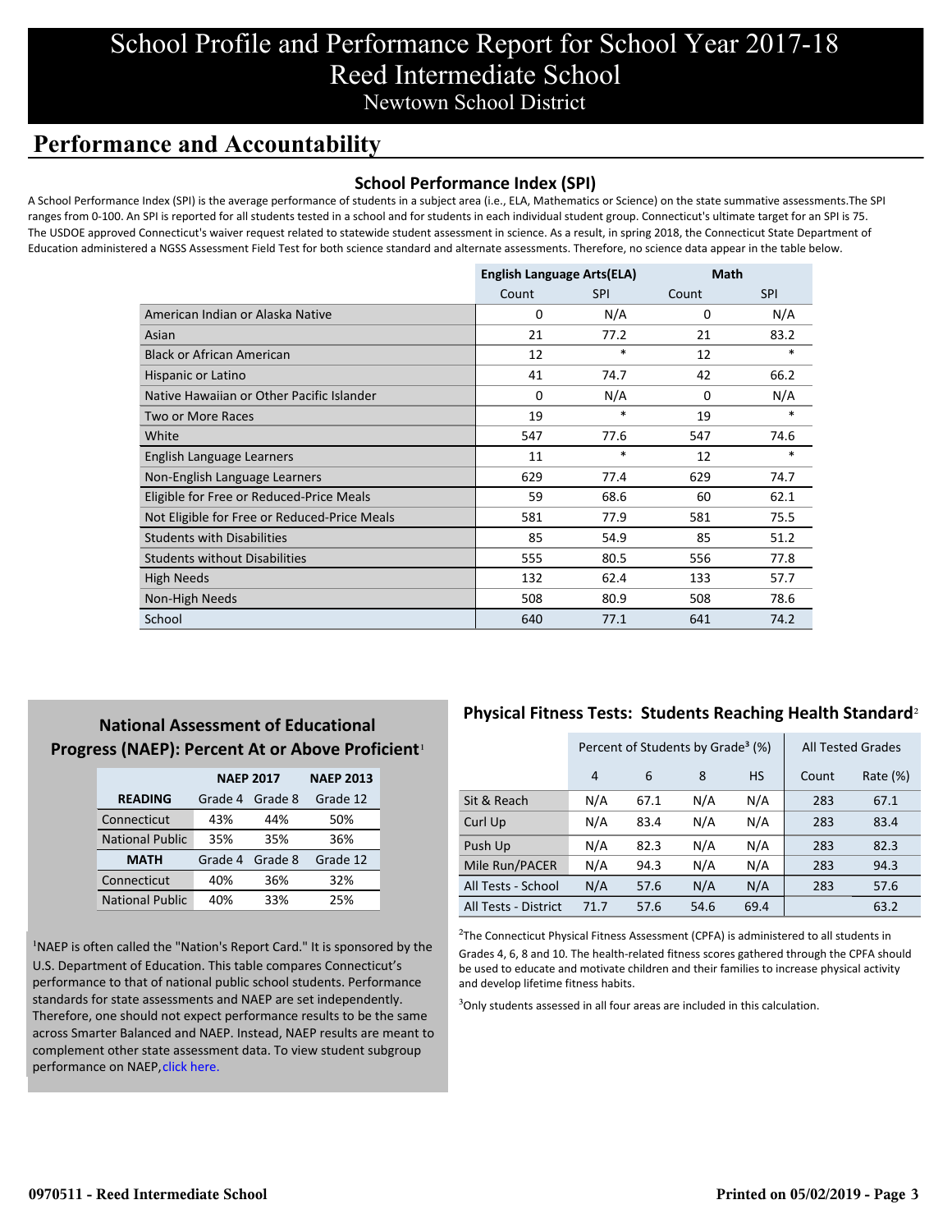# School Profile and Performance Report for School Year 2017-18
# Reed Intermediate School
## Newtown School District

## Performance and Accountability

### School Performance Index (SPI)

A School Performance Index (SPI) is the average performance of students in a subject area (i.e., ELA, Mathematics or Science) on the state summative assessments.The SPI ranges from 0-100. An SPI is reported for all students tested in a school and for students in each individual student group. Connecticut's ultimate target for an SPI is 75. The USDOE approved Connecticut's waiver request related to statewide student assessment in science. As a result, in spring 2018, the Connecticut State Department of Education administered a NGSS Assessment Field Test for both science standard and alternate assessments. Therefore, no science data appear in the table below.

| | English Language Arts(ELA) | | Math | |
|---|---|---|---|---|
| | Count | SPI | Count | SPI |
| American Indian or Alaska Native | 0 | N/A | 0 | N/A |
| Asian | 21 | 77.2 | 21 | 83.2 |
| Black or African American | 12 | * | 12 | * |
| Hispanic or Latino | 41 | 74.7 | 42 | 66.2 |
| Native Hawaiian or Other Pacific Islander | 0 | N/A | 0 | N/A |
| Two or More Races | 19 | * | 19 | * |
| White | 547 | 77.6 | 547 | 74.6 |
| English Language Learners | 11 | * | 12 | * |
| Non-English Language Learners | 629 | 77.4 | 629 | 74.7 |
| Eligible for Free or Reduced-Price Meals | 59 | 68.6 | 60 | 62.1 |
| Not Eligible for Free or Reduced-Price Meals | 581 | 77.9 | 581 | 75.5 |
| Students with Disabilities | 85 | 54.9 | 85 | 51.2 |
| Students without Disabilities | 555 | 80.5 | 556 | 77.8 |
| High Needs | 132 | 62.4 | 133 | 57.7 |
| Non-High Needs | 508 | 80.9 | 508 | 78.6 |
| School | 640 | 77.1 | 641 | 74.2 |

### National Assessment of Educational Progress (NAEP): Percent At or Above Proficient[1]

| | NAEP 2017 | | NAEP 2013 |
|---|---|---|---|
| **READING** | Grade 4 | Grade 8 | Grade 12 |
| Connecticut | 43% | 44% | 50% |
| National Public | 35% | 35% | 36% |
| **MATH** | Grade 4 | Grade 8 | Grade 12 |
| Connecticut | 40% | 36% | 32% |
| National Public | 40% | 33% | 25% |

[1]NAEP is often called the "Nation's Report Card." It is sponsored by the U.S. Department of Education. This table compares Connecticut's performance to that of national public school students. Performance standards for state assessments and NAEP are set independently. Therefore, one should not expect performance results to be the same across Smarter Balanced and NAEP. Instead, NAEP results are meant to complement other state assessment data. To view student subgroup performance on NAEP, click here.

### Physical Fitness Tests: Students Reaching Health Standard[2]

| | Percent of Students by Grade[3] (%) | | | | All Tested Grades | |
|---|---|---|---|---|---|---|
| | 4 | 6 | 8 | HS | Count | Rate (%) |
| Sit & Reach | N/A | 67.1 | N/A | N/A | 283 | 67.1 |
| Curl Up | N/A | 83.4 | N/A | N/A | 283 | 83.4 |
| Push Up | N/A | 82.3 | N/A | N/A | 283 | 82.3 |
| Mile Run/PACER | N/A | 94.3 | N/A | N/A | 283 | 94.3 |
| All Tests - School | N/A | 57.6 | N/A | N/A | 283 | 57.6 |
| All Tests - District | 71.7 | 57.6 | 54.6 | 69.4 | | 63.2 |

[2]The Connecticut Physical Fitness Assessment (CPFA) is administered to all students in Grades 4, 6, 8 and 10. The health-related fitness scores gathered through the CPFA should be used to educate and motivate children and their families to increase physical activity and develop lifetime fitness habits.

[3]Only students assessed in all four areas are included in this calculation.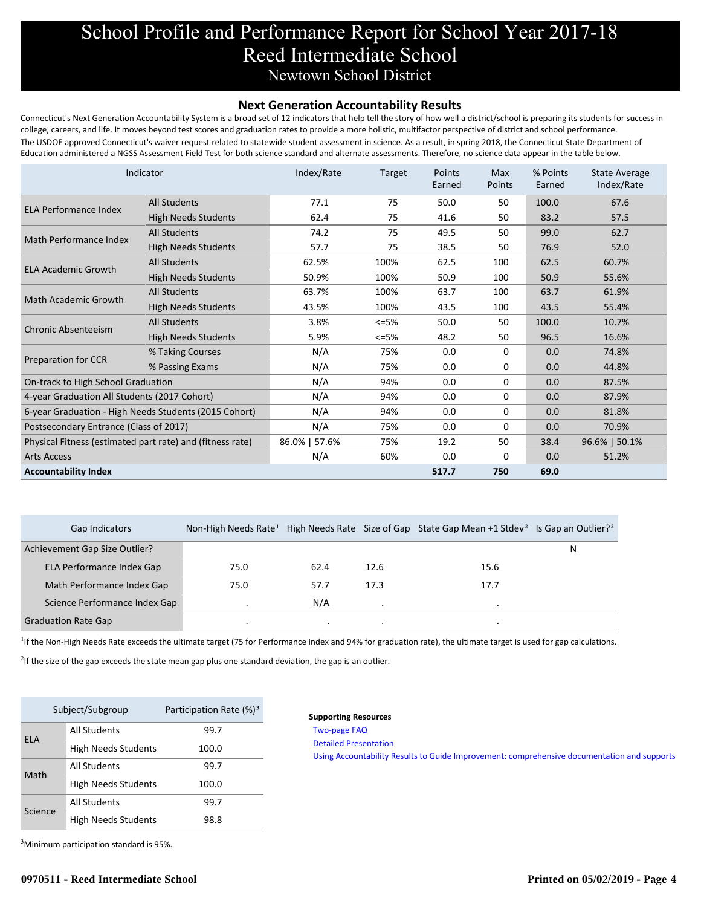# School Profile and Performance Report for School Year 2017-18
# Reed Intermediate School
## Newtown School District

### Next Generation Accountability Results

Connecticut's Next Generation Accountability System is a broad set of 12 indicators that help tell the story of how well a district/school is preparing its students for success in college, careers, and life. It moves beyond test scores and graduation rates to provide a more holistic, multifactor perspective of district and school performance.

The USDOE approved Connecticut's waiver request related to statewide student assessment in science. As a result, in spring 2018, the Connecticut State Department of Education administered a NGSS Assessment Field Test for both science standard and alternate assessments. Therefore, no science data appear in the table below.

| Indicator | | Index/Rate | Target | Points Earned | Max Points | % Points Earned | State Average Index/Rate |
|---|---|---|---|---|---|---|---|
| ELA Performance Index | All Students | 77.1 | 75 | 50.0 | 50 | 100.0 | 67.6 |
| | High Needs Students | 62.4 | 75 | 41.6 | 50 | 83.2 | 57.5 |
| Math Performance Index | All Students | 74.2 | 75 | 49.5 | 50 | 99.0 | 62.7 |
| | High Needs Students | 57.7 | 75 | 38.5 | 50 | 76.9 | 52.0 |
| ELA Academic Growth | All Students | 62.5% | 100% | 62.5 | 100 | 62.5 | 60.7% |
| | High Needs Students | 50.9% | 100% | 50.9 | 100 | 50.9 | 55.6% |
| Math Academic Growth | All Students | 63.7% | 100% | 63.7 | 100 | 63.7 | 61.9% |
| | High Needs Students | 43.5% | 100% | 43.5 | 100 | 43.5 | 55.4% |
| Chronic Absenteeism | All Students | 3.8% | <=5% | 50.0 | 50 | 100.0 | 10.7% |
| | High Needs Students | 5.9% | <=5% | 48.2 | 50 | 96.5 | 16.6% |
| Preparation for CCR | % Taking Courses | N/A | 75% | 0.0 | 0 | 0.0 | 74.8% |
| | % Passing Exams | N/A | 75% | 0.0 | 0 | 0.0 | 44.8% |
| On-track to High School Graduation | | N/A | 94% | 0.0 | 0 | 0.0 | 87.5% |
| 4-year Graduation All Students (2017 Cohort) | | N/A | 94% | 0.0 | 0 | 0.0 | 87.9% |
| 6-year Graduation - High Needs Students (2015 Cohort) | | N/A | 94% | 0.0 | 0 | 0.0 | 81.8% |
| Postsecondary Entrance (Class of 2017) | | N/A | 75% | 0.0 | 0 | 0.0 | 70.9% |
| Physical Fitness (estimated part rate) and (fitness rate) | | 86.0% \| 57.6% | 75% | 19.2 | 50 | 38.4 | 96.6% \| 50.1% |
| Arts Access | | N/A | 60% | 0.0 | 0 | 0.0 | 51.2% |
| **Accountability Index** | | | | **517.7** | **750** | **69.0** | |

| Gap Indicators | Non-High Needs Rate[1] | High Needs Rate | Size of Gap | State Gap Mean +1 Stdev[2] | Is Gap an Outlier?[2] |
|---|---|---|---|---|---|
| Achievement Gap Size Outlier? | | | | | N |
| ELA Performance Index Gap | 75.0 | 62.4 | 12.6 | 15.6 | |
| Math Performance Index Gap | 75.0 | 57.7 | 17.3 | 17.7 | |
| Science Performance Index Gap | . | N/A | . | . | |
| Graduation Rate Gap | . | . | . | . | |

[1]If the Non-High Needs Rate exceeds the ultimate target (75 for Performance Index and 94% for graduation rate), the ultimate target is used for gap calculations.

[2]If the size of the gap exceeds the state mean gap plus one standard deviation, the gap is an outlier.

| Subject/Subgroup | | Participation Rate (%)[3] |
|---|---|---|
| ELA | All Students | 99.7 |
| | High Needs Students | 100.0 |
| Math | All Students | 99.7 |
| | High Needs Students | 100.0 |
| Science | All Students | 99.7 |
| | High Needs Students | 98.8 |

[3]Minimum participation standard is 95%.

**Supporting Resources**

- Two-page FAQ
- Detailed Presentation
- Using Accountability Results to Guide Improvement: comprehensive documentation and supports